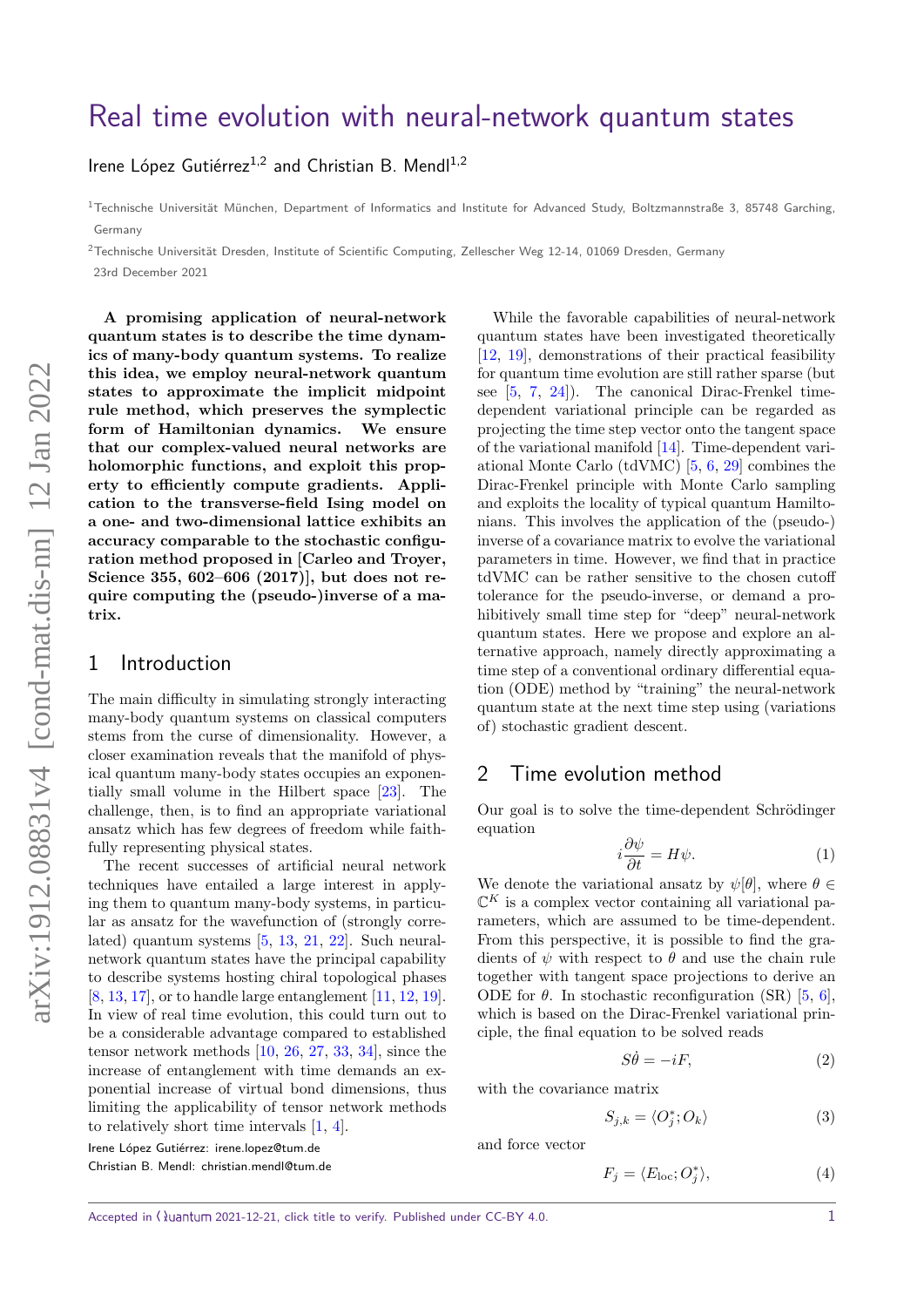# Real time evolution with neural-network quantum states

Irene López Gutiérrez[1,2] and Christian B. Mendl[1,2]

[1]Technische Universität München, Department of Informatics and Institute for Advanced Study, Boltzmannstraße 3, 85748 Garching, Germany

[2]Technische Universität Dresden, Institute of Scientific Computing, Zellescher Weg 12-14, 01069 Dresden, Germany

23rd December 2021

**A promising application of neural-network quantum states is to describe the time dynamics of many-body quantum systems. To realize this idea, we employ neural-network quantum states to approximate the implicit midpoint rule method, which preserves the symplectic form of Hamiltonian dynamics. We ensure that our complex-valued neural networks are holomorphic functions, and exploit this property to efficiently compute gradients. Application to the transverse-field Ising model on a one- and two-dimensional lattice exhibits an accuracy comparable to the stochastic configuration method proposed in [Carleo and Troyer, Science 355, 602–606 (2017)], but does not require computing the (pseudo-)inverse of a matrix.**

## 1 Introduction

The main difficulty in simulating strongly interacting many-body quantum systems on classical computers stems from the curse of dimensionality. However, a closer examination reveals that the manifold of physical quantum many-body states occupies an exponentially small volume in the Hilbert space [23]. The challenge, then, is to find an appropriate variational ansatz which has few degrees of freedom while faithfully representing physical states.

The recent successes of artificial neural network techniques have entailed a large interest in applying them to quantum many-body systems, in particular as ansatz for the wavefunction of (strongly correlated) quantum systems [5, 13, 21, 22]. Such neural-network quantum states have the principal capability to describe systems hosting chiral topological phases [8, 13, 17], or to handle large entanglement [11, 12, 19]. In view of real time evolution, this could turn out to be a considerable advantage compared to established tensor network methods [10, 26, 27, 33, 34], since the increase of entanglement with time demands an exponential increase of virtual bond dimensions, thus limiting the applicability of tensor network methods to relatively short time intervals [1, 4].

Irene López Gutiérrez: irene.lopez@tum.de

Christian B. Mendl: christian.mendl@tum.de

While the favorable capabilities of neural-network quantum states have been investigated theoretically [12, 19], demonstrations of their practical feasibility for quantum time evolution are still rather sparse (but see [5, 7, 24]). The canonical Dirac-Frenkel time-dependent variational principle can be regarded as projecting the time step vector onto the tangent space of the variational manifold [14]. Time-dependent variational Monte Carlo (tdVMC) [5, 6, 29] combines the Dirac-Frenkel principle with Monte Carlo sampling and exploits the locality of typical quantum Hamiltonians. This involves the application of the (pseudo-) inverse of a covariance matrix to evolve the variational parameters in time. However, we find that in practice tdVMC can be rather sensitive to the chosen cutoff tolerance for the pseudo-inverse, or demand a prohibitively small time step for "deep" neural-network quantum states. Here we propose and explore an alternative approach, namely directly approximating a time step of a conventional ordinary differential equation (ODE) method by "training" the neural-network quantum state at the next time step using (variations of) stochastic gradient descent.

## 2 Time evolution method

Our goal is to solve the time-dependent Schrödinger equation

$$i\frac{\partial \psi}{\partial t} = H\psi. \tag{1}$$

We denote the variational ansatz by $\psi[\theta]$, where $\theta \in \mathbb{C}^K$ is a complex vector containing all variational parameters, which are assumed to be time-dependent. From this perspective, it is possible to find the gradients of $\psi$ with respect to $\theta$ and use the chain rule together with tangent space projections to derive an ODE for $\theta$. In stochastic reconfiguration (SR) [5, 6], which is based on the Dirac-Frenkel variational principle, the final equation to be solved reads

$$S\dot{\theta} = -iF, \tag{2}$$

with the covariance matrix

$$S_{j,k} = \langle O_j^*; O_k \rangle \tag{3}$$

and force vector

$$F_j = \langle E_{\text{loc}}; O_j^* \rangle, \tag{4}$$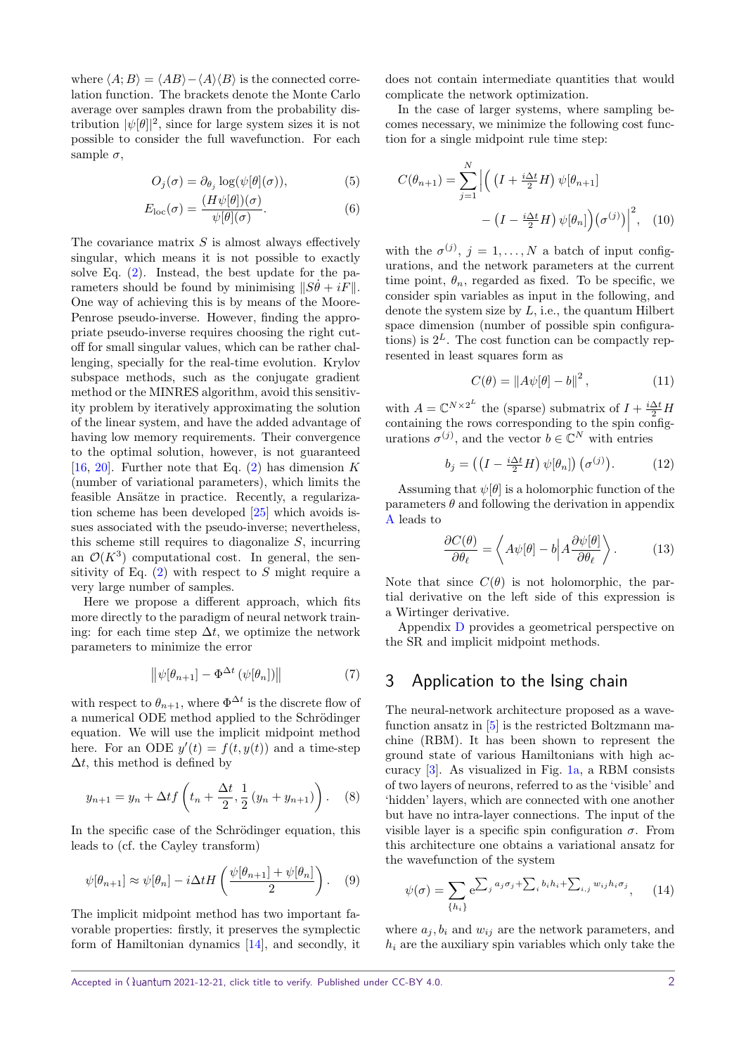where $\langle A; B\rangle = \langle AB\rangle - \langle A\rangle\langle B\rangle$ is the connected correlation function. The brackets denote the Monte Carlo average over samples drawn from the probability distribution $|\psi[\theta]|^2$, since for large system sizes it is not possible to consider the full wavefunction. For each sample $\sigma$,

$$O_j(\sigma) = \partial_{\theta_j} \log(\psi[\theta](\sigma)), \tag{5}$$

$$E_{\mathrm{loc}}(\sigma) = \frac{(H\psi[\theta])(\sigma)}{\psi[\theta](\sigma)}. \tag{6}$$

The covariance matrix $S$ is almost always effectively singular, which means it is not possible to exactly solve Eq. (2). Instead, the best update for the parameters should be found by minimising $\|S\dot{\theta} + iF\|$. One way of achieving this is by means of the Moore-Penrose pseudo-inverse. However, finding the appropriate pseudo-inverse requires choosing the right cutoff for small singular values, which can be rather challenging, specially for the real-time evolution. Krylov subspace methods, such as the conjugate gradient method or the MINRES algorithm, avoid this sensitivity problem by iteratively approximating the solution of the linear system, and have the added advantage of having low memory requirements. Their convergence to the optimal solution, however, is not guaranteed [16, 20]. Further note that Eq. (2) has dimension $K$ (number of variational parameters), which limits the feasible Ansätze in practice. Recently, a regularization scheme has been developed [25] which avoids issues associated with the pseudo-inverse; nevertheless, this scheme still requires to diagonalize $S$, incurring an $\mathcal{O}(K^3)$ computational cost. In general, the sensitivity of Eq. (2) with respect to $S$ might require a very large number of samples.

Here we propose a different approach, which fits more directly to the paradigm of neural network training: for each time step $\Delta t$, we optimize the network parameters to minimize the error

$$\left\|\psi[\theta_{n+1}] - \Phi^{\Delta t}\left(\psi[\theta_n]\right)\right\| \tag{7}$$

with respect to $\theta_{n+1}$, where $\Phi^{\Delta t}$ is the discrete flow of a numerical ODE method applied to the Schrödinger equation. We will use the implicit midpoint method here. For an ODE $y'(t) = f(t, y(t))$ and a time-step $\Delta t$, this method is defined by

$$y_{n+1} = y_n + \Delta t f\left(t_n + \frac{\Delta t}{2}, \frac{1}{2}\left(y_n + y_{n+1}\right)\right). \tag{8}$$

In the specific case of the Schrödinger equation, this leads to (cf. the Cayley transform)

$$\psi[\theta_{n+1}] \approx \psi[\theta_n] - i\Delta t H\left(\frac{\psi[\theta_{n+1}] + \psi[\theta_n]}{2}\right). \tag{9}$$

The implicit midpoint method has two important favorable properties: firstly, it preserves the symplectic form of Hamiltonian dynamics [14], and secondly, it does not contain intermediate quantities that would complicate the network optimization.

In the case of larger systems, where sampling becomes necessary, we minimize the following cost function for a single midpoint rule time step:

$$C(\theta_{n+1}) = \sum_{j=1}^{N}\Big|\Big(\left(I + \tfrac{i\Delta t}{2}H\right)\psi[\theta_{n+1}] - \left(I - \tfrac{i\Delta t}{2}H\right)\psi[\theta_n]\Big)\big(\sigma^{(j)}\big)\Big|^2, \tag{10}$$

with the $\sigma^{(j)}$, $j = 1, \dots, N$ a batch of input configurations, and the network parameters at the current time point, $\theta_n$, regarded as fixed. To be specific, we consider spin variables as input in the following, and denote the system size by $L$, i.e., the quantum Hilbert space dimension (number of possible spin configurations) is $2^L$. The cost function can be compactly represented in least squares form as

$$C(\theta) = \left\|A\psi[\theta] - b\right\|^2, \tag{11}$$

with $A = \mathbb{C}^{N\times 2^L}$ the (sparse) submatrix of $I + \frac{i\Delta t}{2}H$ containing the rows corresponding to the spin configurations $\sigma^{(j)}$, and the vector $b \in \mathbb{C}^N$ with entries

$$b_j = \left(\left(I - \tfrac{i\Delta t}{2}H\right)\psi[\theta_n]\right)\left(\sigma^{(j)}\right). \tag{12}$$

Assuming that $\psi[\theta]$ is a holomorphic function of the parameters $\theta$ and following the derivation in appendix A leads to

$$\frac{\partial C(\theta)}{\partial \theta_\ell} = \left\langle A\psi[\theta] - b \middle| A\frac{\partial \psi[\theta]}{\partial \theta_\ell}\right\rangle. \tag{13}$$

Note that since $C(\theta)$ is not holomorphic, the partial derivative on the left side of this expression is a Wirtinger derivative.

Appendix D provides a geometrical perspective on the SR and implicit midpoint methods.

## 3 Application to the Ising chain

The neural-network architecture proposed as a wavefunction ansatz in [5] is the restricted Boltzmann machine (RBM). It has been shown to represent the ground state of various Hamiltonians with high accuracy [3]. As visualized in Fig. 1a, a RBM consists of two layers of neurons, referred to as the 'visible' and 'hidden' layers, which are connected with one another but have no intra-layer connections. The input of the visible layer is a specific spin configuration $\sigma$. From this architecture one obtains a variational ansatz for the wavefunction of the system

$$\psi(\sigma) = \sum_{\{h_i\}} \mathrm{e}^{\sum_j a_j\sigma_j + \sum_i b_i h_i + \sum_{i,j} w_{ij} h_i \sigma_j}, \tag{14}$$

where $a_j, b_i$ and $w_{ij}$ are the network parameters, and $h_i$ are the auxiliary spin variables which only take the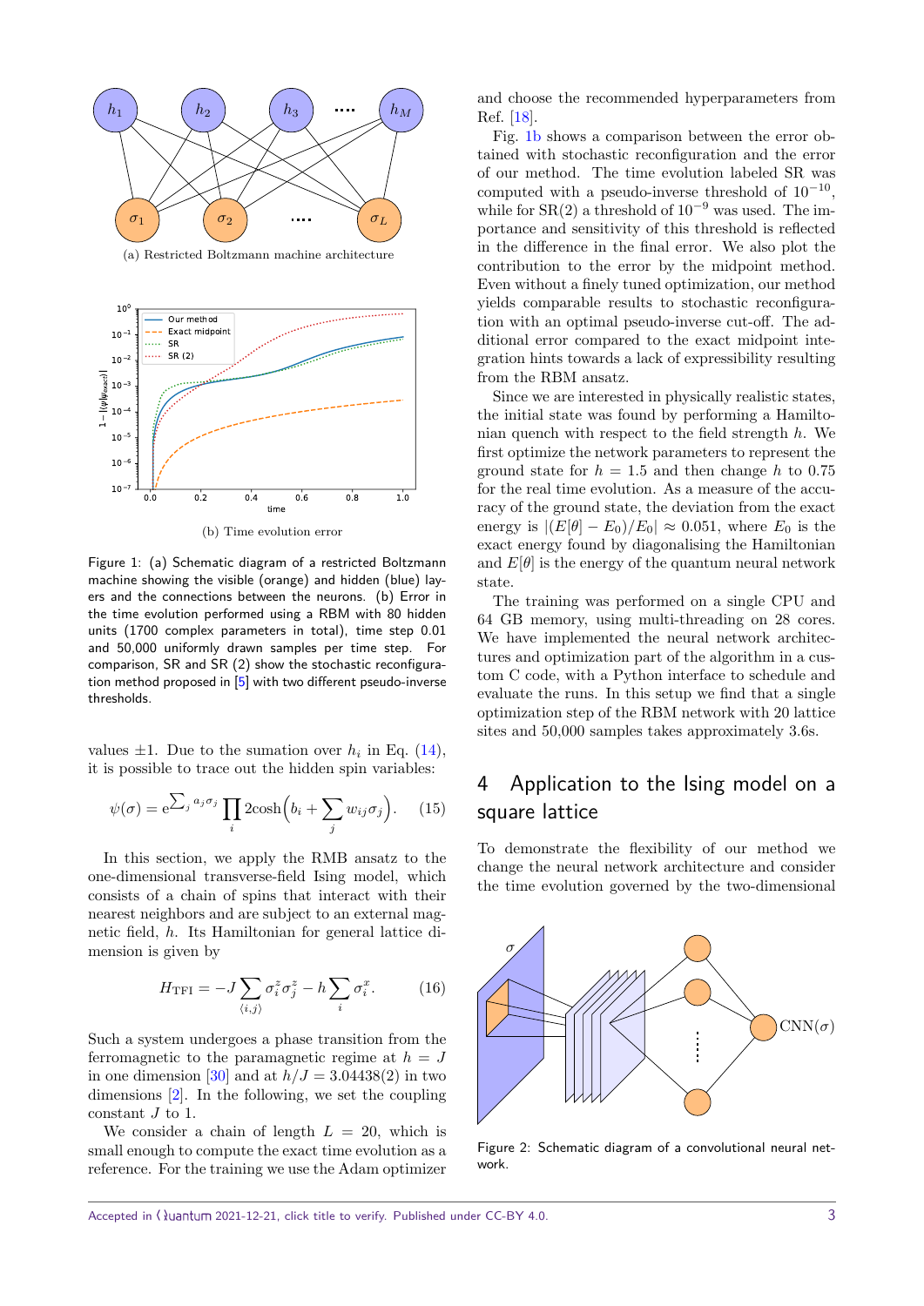(a) Restricted Boltzmann machine architecture

(b) Time evolution error

Figure 1: (a) Schematic diagram of a restricted Boltzmann machine showing the visible (orange) and hidden (blue) layers and the connections between the neurons. (b) Error in the time evolution performed using a RBM with 80 hidden units (1700 complex parameters in total), time step 0.01 and 50,000 uniformly drawn samples per time step. For comparison, SR and SR (2) show the stochastic reconfiguration method proposed in [5] with two different pseudo-inverse thresholds.

values ±1. Due to the sumation over $h_i$ in Eq. (14), it is possible to trace out the hidden spin variables:

$$\psi(\sigma) = e^{\sum_j a_j \sigma_j} \prod_i 2\cosh\Big(b_i + \sum_j w_{ij}\sigma_j\Big). \tag{15}$$

In this section, we apply the RMB ansatz to the one-dimensional transverse-field Ising model, which consists of a chain of spins that interact with their nearest neighbors and are subject to an external magnetic field, $h$. Its Hamiltonian for general lattice dimension is given by

$$H_{\mathrm{TFI}} = -J \sum_{\langle i,j \rangle} \sigma_i^z \sigma_j^z - h \sum_i \sigma_i^x. \tag{16}$$

Such a system undergoes a phase transition from the ferromagnetic to the paramagnetic regime at $h = J$ in one dimension [30] and at $h/J = 3.04438(2)$ in two dimensions [2]. In the following, we set the coupling constant $J$ to 1.

We consider a chain of length $L = 20$, which is small enough to compute the exact time evolution as a reference. For the training we use the Adam optimizer and choose the recommended hyperparameters from Ref. [18].

Fig. 1b shows a comparison between the error obtained with stochastic reconfiguration and the error of our method. The time evolution labeled SR was computed with a pseudo-inverse threshold of $10^{-10}$, while for SR(2) a threshold of $10^{-9}$ was used. The importance and sensitivity of this threshold is reflected in the difference in the final error. We also plot the contribution to the error by the midpoint method. Even without a finely tuned optimization, our method yields comparable results to stochastic reconfiguration with an optimal pseudo-inverse cut-off. The additional error compared to the exact midpoint integration hints towards a lack of expressibility resulting from the RBM ansatz.

Since we are interested in physically realistic states, the initial state was found by performing a Hamiltonian quench with respect to the field strength $h$. We first optimize the network parameters to represent the ground state for $h = 1.5$ and then change $h$ to 0.75 for the real time evolution. As a measure of the accuracy of the ground state, the deviation from the exact energy is $|(E[\theta] - E_0)/E_0| \approx 0.051$, where $E_0$ is the exact energy found by diagonalising the Hamiltonian and $E[\theta]$ is the energy of the quantum neural network state.

The training was performed on a single CPU and 64 GB memory, using multi-threading on 28 cores. We have implemented the neural network architectures and optimization part of the algorithm in a custom C code, with a Python interface to schedule and evaluate the runs. In this setup we find that a single optimization step of the RBM network with 20 lattice sites and 50,000 samples takes approximately 3.6s.

## 4 Application to the Ising model on a square lattice

To demonstrate the flexibility of our method we change the neural network architecture and consider the time evolution governed by the two-dimensional

Figure 2: Schematic diagram of a convolutional neural network.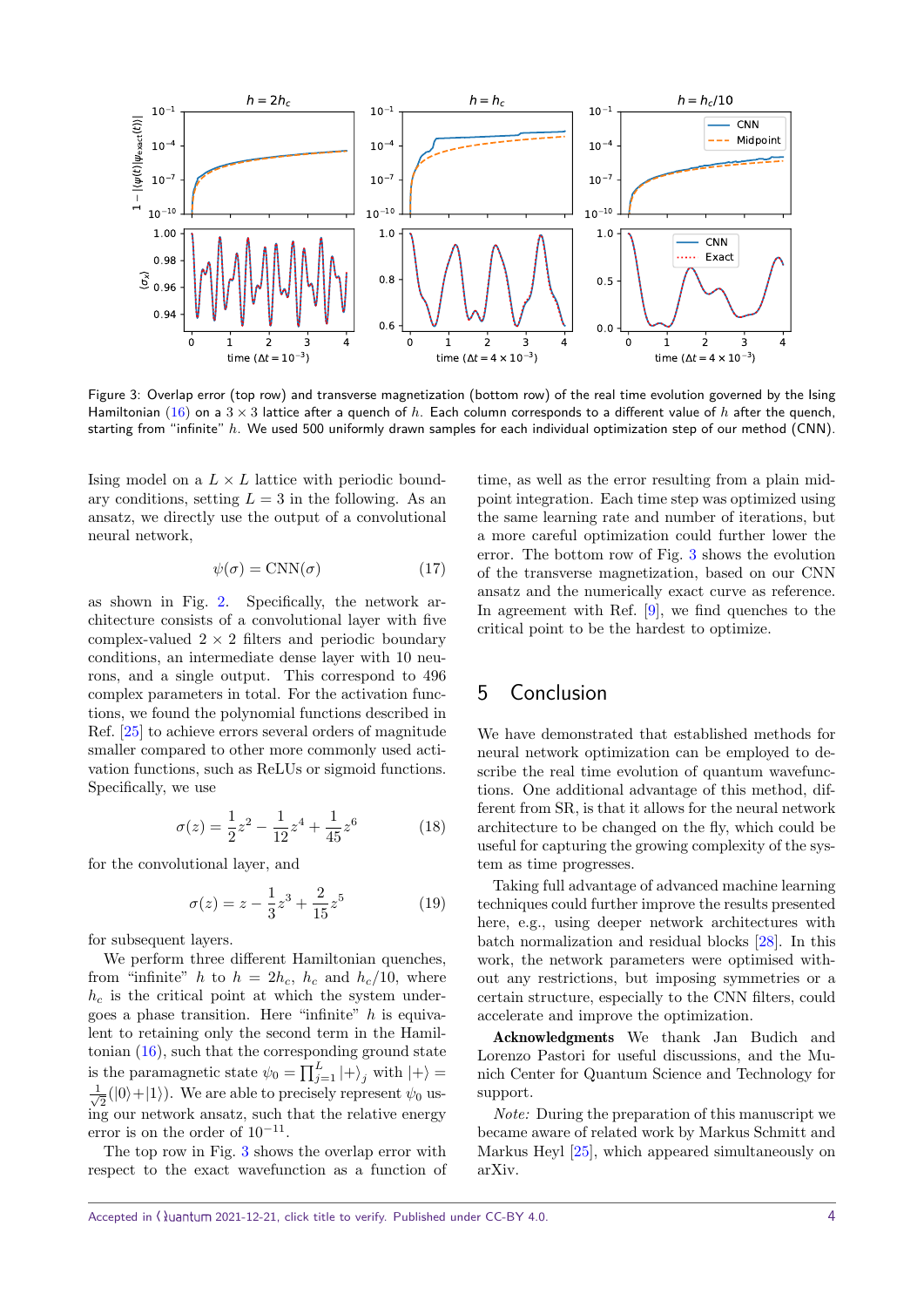Figure 3: Overlap error (top row) and transverse magnetization (bottom row) of the real time evolution governed by the Ising Hamiltonian (16) on a $3 \times 3$ lattice after a quench of $h$. Each column corresponds to a different value of $h$ after the quench, starting from "infinite" $h$. We used 500 uniformly drawn samples for each individual optimization step of our method (CNN).

Ising model on a $L \times L$ lattice with periodic boundary conditions, setting $L = 3$ in the following. As an ansatz, we directly use the output of a convolutional neural network,

$$\psi(\sigma) = \text{CNN}(\sigma) \tag{17}$$

as shown in Fig. 2. Specifically, the network architecture consists of a convolutional layer with five complex-valued $2 \times 2$ filters and periodic boundary conditions, an intermediate dense layer with 10 neurons, and a single output. This correspond to 496 complex parameters in total. For the activation functions, we found the polynomial functions described in Ref. [25] to achieve errors several orders of magnitude smaller compared to other more commonly used activation functions, such as ReLUs or sigmoid functions. Specifically, we use

$$\sigma(z) = \frac{1}{2}z^2 - \frac{1}{12}z^4 + \frac{1}{45}z^6 \tag{18}$$

for the convolutional layer, and

$$\sigma(z) = z - \frac{1}{3}z^3 + \frac{2}{15}z^5 \tag{19}$$

for subsequent layers.

We perform three different Hamiltonian quenches, from "infinite" $h$ to $h = 2h_c$, $h_c$ and $h_c/10$, where $h_c$ is the critical point at which the system undergoes a phase transition. Here "infinite" $h$ is equivalent to retaining only the second term in the Hamiltonian (16), such that the corresponding ground state is the paramagnetic state $\psi_0 = \prod_{j=1}^{L} |+\rangle_j$ with $|+\rangle = \frac{1}{\sqrt{2}}(|0\rangle + |1\rangle)$. We are able to precisely represent $\psi_0$ using our network ansatz, such that the relative energy error is on the order of $10^{-11}$.

The top row in Fig. 3 shows the overlap error with respect to the exact wavefunction as a function of time, as well as the error resulting from a plain midpoint integration. Each time step was optimized using the same learning rate and number of iterations, but a more careful optimization could further lower the error. The bottom row of Fig. 3 shows the evolution of the transverse magnetization, based on our CNN ansatz and the numerically exact curve as reference. In agreement with Ref. [9], we find quenches to the critical point to be the hardest to optimize.

## 5 Conclusion

We have demonstrated that established methods for neural network optimization can be employed to describe the real time evolution of quantum wavefunctions. One additional advantage of this method, different from SR, is that it allows for the neural network architecture to be changed on the fly, which could be useful for capturing the growing complexity of the system as time progresses.

Taking full advantage of advanced machine learning techniques could further improve the results presented here, e.g., using deeper network architectures with batch normalization and residual blocks [28]. In this work, the network parameters were optimised without any restrictions, but imposing symmetries or a certain structure, especially to the CNN filters, could accelerate and improve the optimization.

**Acknowledgments** We thank Jan Budich and Lorenzo Pastori for useful discussions, and the Munich Center for Quantum Science and Technology for support.

*Note:* During the preparation of this manuscript we became aware of related work by Markus Schmitt and Markus Heyl [25], which appeared simultaneously on arXiv.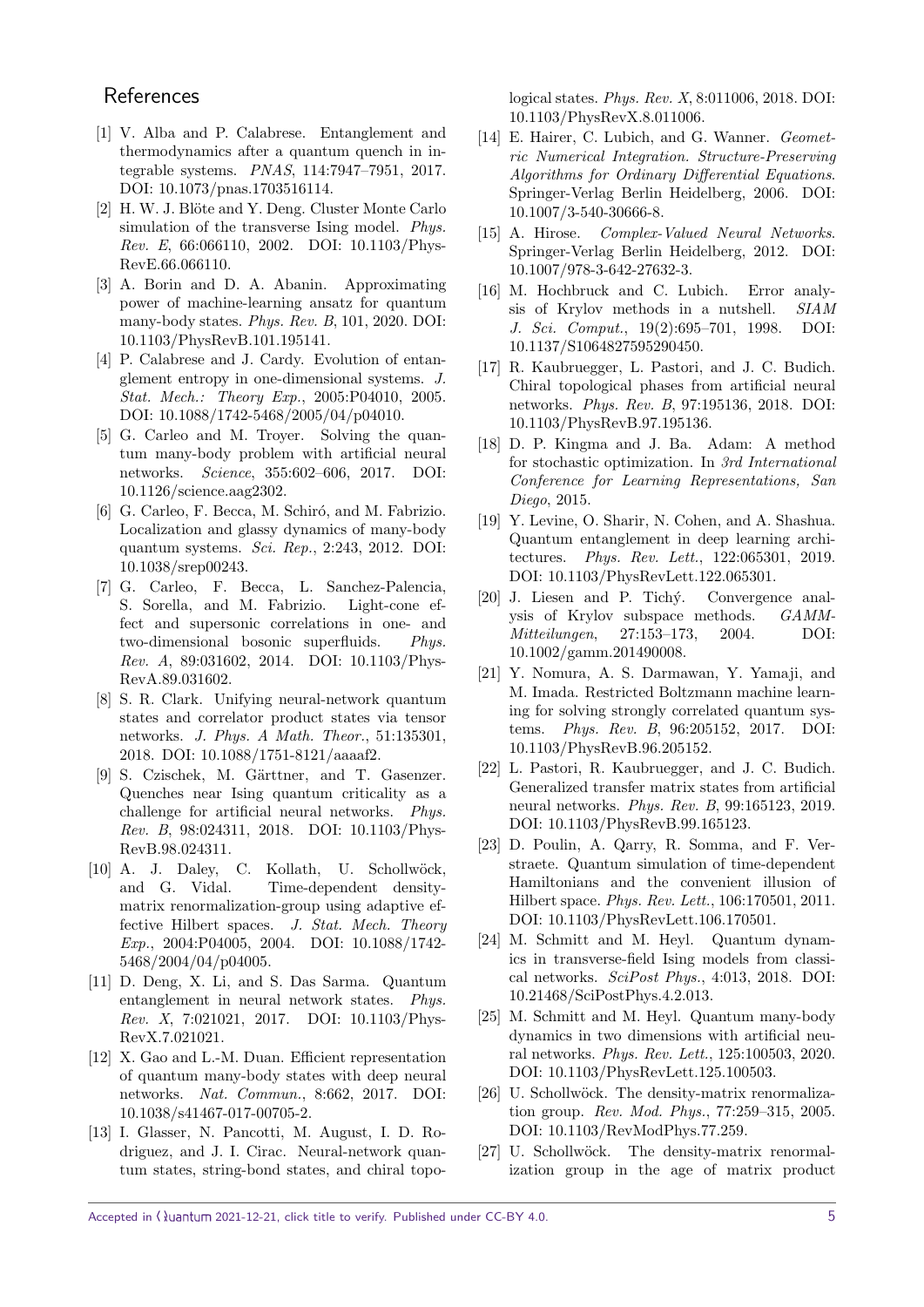## References

[1] V. Alba and P. Calabrese. Entanglement and thermodynamics after a quantum quench in integrable systems. *PNAS*, 114:7947–7951, 2017. DOI: 10.1073/pnas.1703516114.

[2] H. W. J. Blöte and Y. Deng. Cluster Monte Carlo simulation of the transverse Ising model. *Phys. Rev. E*, 66:066110, 2002. DOI: 10.1103/PhysRevE.66.066110.

[3] A. Borin and D. A. Abanin. Approximating power of machine-learning ansatz for quantum many-body states. *Phys. Rev. B*, 101, 2020. DOI: 10.1103/PhysRevB.101.195141.

[4] P. Calabrese and J. Cardy. Evolution of entanglement entropy in one-dimensional systems. *J. Stat. Mech.: Theory Exp.*, 2005:P04010, 2005. DOI: 10.1088/1742-5468/2005/04/p04010.

[5] G. Carleo and M. Troyer. Solving the quantum many-body problem with artificial neural networks. *Science*, 355:602–606, 2017. DOI: 10.1126/science.aag2302.

[6] G. Carleo, F. Becca, M. Schiró, and M. Fabrizio. Localization and glassy dynamics of many-body quantum systems. *Sci. Rep.*, 2:243, 2012. DOI: 10.1038/srep00243.

[7] G. Carleo, F. Becca, L. Sanchez-Palencia, S. Sorella, and M. Fabrizio. Light-cone effect and supersonic correlations in one- and two-dimensional bosonic superfluids. *Phys. Rev. A*, 89:031602, 2014. DOI: 10.1103/PhysRevA.89.031602.

[8] S. R. Clark. Unifying neural-network quantum states and correlator product states via tensor networks. *J. Phys. A Math. Theor.*, 51:135301, 2018. DOI: 10.1088/1751-8121/aaaaf2.

[9] S. Czischek, M. Gärttner, and T. Gasenzer. Quenches near Ising quantum criticality as a challenge for artificial neural networks. *Phys. Rev. B*, 98:024311, 2018. DOI: 10.1103/PhysRevB.98.024311.

[10] A. J. Daley, C. Kollath, U. Schollwöck, and G. Vidal. Time-dependent density-matrix renormalization-group using adaptive effective Hilbert spaces. *J. Stat. Mech. Theory Exp.*, 2004:P04005, 2004. DOI: 10.1088/1742-5468/2004/04/p04005.

[11] D. Deng, X. Li, and S. Das Sarma. Quantum entanglement in neural network states. *Phys. Rev. X*, 7:021021, 2017. DOI: 10.1103/PhysRevX.7.021021.

[12] X. Gao and L.-M. Duan. Efficient representation of quantum many-body states with deep neural networks. *Nat. Commun.*, 8:662, 2017. DOI: 10.1038/s41467-017-00705-2.

[13] I. Glasser, N. Pancotti, M. August, I. D. Rodriguez, and J. I. Cirac. Neural-network quantum states, string-bond states, and chiral topological states. *Phys. Rev. X*, 8:011006, 2018. DOI: 10.1103/PhysRevX.8.011006.

[14] E. Hairer, C. Lubich, and G. Wanner. *Geometric Numerical Integration. Structure-Preserving Algorithms for Ordinary Differential Equations*. Springer-Verlag Berlin Heidelberg, 2006. DOI: 10.1007/3-540-30666-8.

[15] A. Hirose. *Complex-Valued Neural Networks*. Springer-Verlag Berlin Heidelberg, 2012. DOI: 10.1007/978-3-642-27632-3.

[16] M. Hochbruck and C. Lubich. Error analysis of Krylov methods in a nutshell. *SIAM J. Sci. Comput.*, 19(2):695–701, 1998. DOI: 10.1137/S1064827595290450.

[17] R. Kaubruegger, L. Pastori, and J. C. Budich. Chiral topological phases from artificial neural networks. *Phys. Rev. B*, 97:195136, 2018. DOI: 10.1103/PhysRevB.97.195136.

[18] D. P. Kingma and J. Ba. Adam: A method for stochastic optimization. In *3rd International Conference for Learning Representations, San Diego*, 2015.

[19] Y. Levine, O. Sharir, N. Cohen, and A. Shashua. Quantum entanglement in deep learning architectures. *Phys. Rev. Lett.*, 122:065301, 2019. DOI: 10.1103/PhysRevLett.122.065301.

[20] J. Liesen and P. Tichý. Convergence analysis of Krylov subspace methods. *GAMM-Mitteilungen*, 27:153–173, 2004. DOI: 10.1002/gamm.201490008.

[21] Y. Nomura, A. S. Darmawan, Y. Yamaji, and M. Imada. Restricted Boltzmann machine learning for solving strongly correlated quantum systems. *Phys. Rev. B*, 96:205152, 2017. DOI: 10.1103/PhysRevB.96.205152.

[22] L. Pastori, R. Kaubruegger, and J. C. Budich. Generalized transfer matrix states from artificial neural networks. *Phys. Rev. B*, 99:165123, 2019. DOI: 10.1103/PhysRevB.99.165123.

[23] D. Poulin, A. Qarry, R. Somma, and F. Verstraete. Quantum simulation of time-dependent Hamiltonians and the convenient illusion of Hilbert space. *Phys. Rev. Lett.*, 106:170501, 2011. DOI: 10.1103/PhysRevLett.106.170501.

[24] M. Schmitt and M. Heyl. Quantum dynamics in transverse-field Ising models from classical networks. *SciPost Phys.*, 4:013, 2018. DOI: 10.21468/SciPostPhys.4.2.013.

[25] M. Schmitt and M. Heyl. Quantum many-body dynamics in two dimensions with artificial neural networks. *Phys. Rev. Lett.*, 125:100503, 2020. DOI: 10.1103/PhysRevLett.125.100503.

[26] U. Schollwöck. The density-matrix renormalization group. *Rev. Mod. Phys.*, 77:259–315, 2005. DOI: 10.1103/RevModPhys.77.259.

[27] U. Schollwöck. The density-matrix renormalization group in the age of matrix product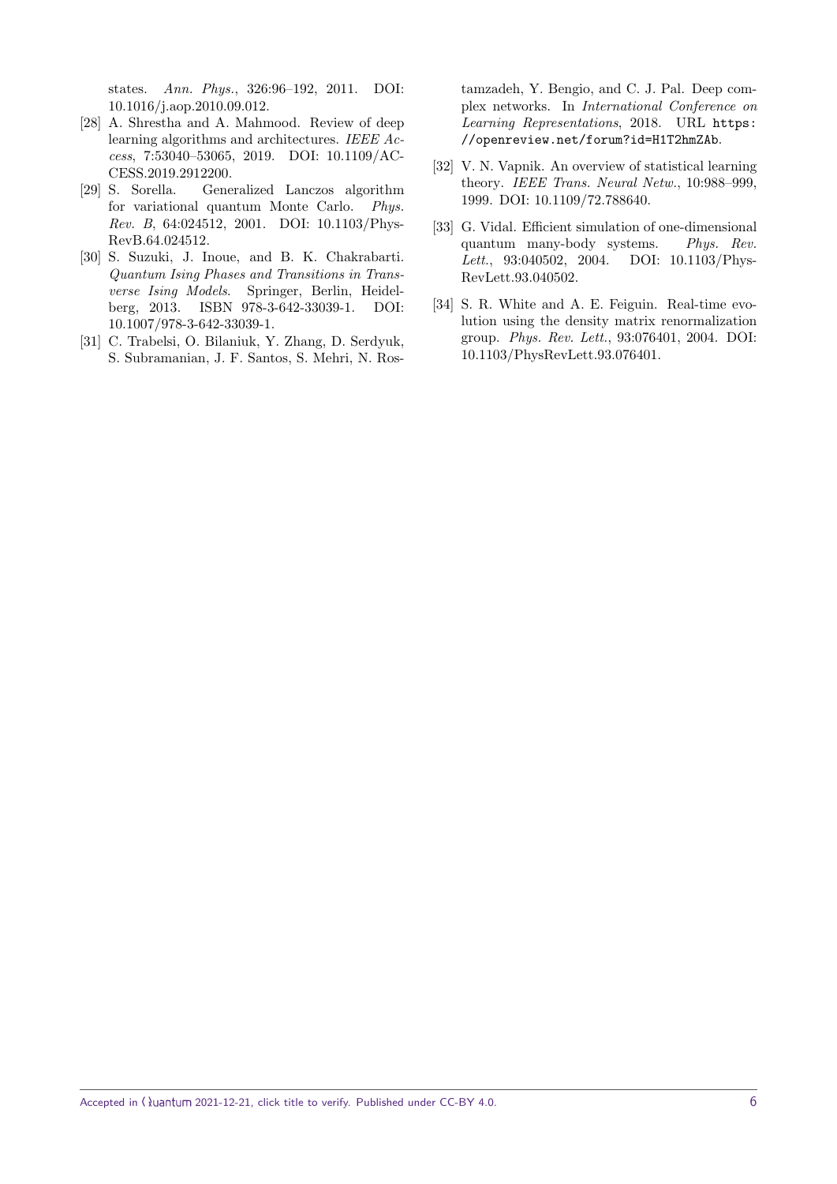states. *Ann. Phys.*, 326:96–192, 2011. DOI: 10.1016/j.aop.2010.09.012.

[28] A. Shrestha and A. Mahmood. Review of deep learning algorithms and architectures. *IEEE Access*, 7:53040–53065, 2019. DOI: 10.1109/ACCESS.2019.2912200.

[29] S. Sorella. Generalized Lanczos algorithm for variational quantum Monte Carlo. *Phys. Rev. B*, 64:024512, 2001. DOI: 10.1103/PhysRevB.64.024512.

[30] S. Suzuki, J. Inoue, and B. K. Chakrabarti. *Quantum Ising Phases and Transitions in Transverse Ising Models*. Springer, Berlin, Heidelberg, 2013. ISBN 978-3-642-33039-1. DOI: 10.1007/978-3-642-33039-1.

[31] C. Trabelsi, O. Bilaniuk, Y. Zhang, D. Serdyuk, S. Subramanian, J. F. Santos, S. Mehri, N. Rostamzadeh, Y. Bengio, and C. J. Pal. Deep complex networks. In *International Conference on Learning Representations*, 2018. URL `https://openreview.net/forum?id=H1T2hmZAb`.

[32] V. N. Vapnik. An overview of statistical learning theory. *IEEE Trans. Neural Netw.*, 10:988–999, 1999. DOI: 10.1109/72.788640.

[33] G. Vidal. Efficient simulation of one-dimensional quantum many-body systems. *Phys. Rev. Lett.*, 93:040502, 2004. DOI: 10.1103/PhysRevLett.93.040502.

[34] S. R. White and A. E. Feiguin. Real-time evolution using the density matrix renormalization group. *Phys. Rev. Lett.*, 93:076401, 2004. DOI: 10.1103/PhysRevLett.93.076401.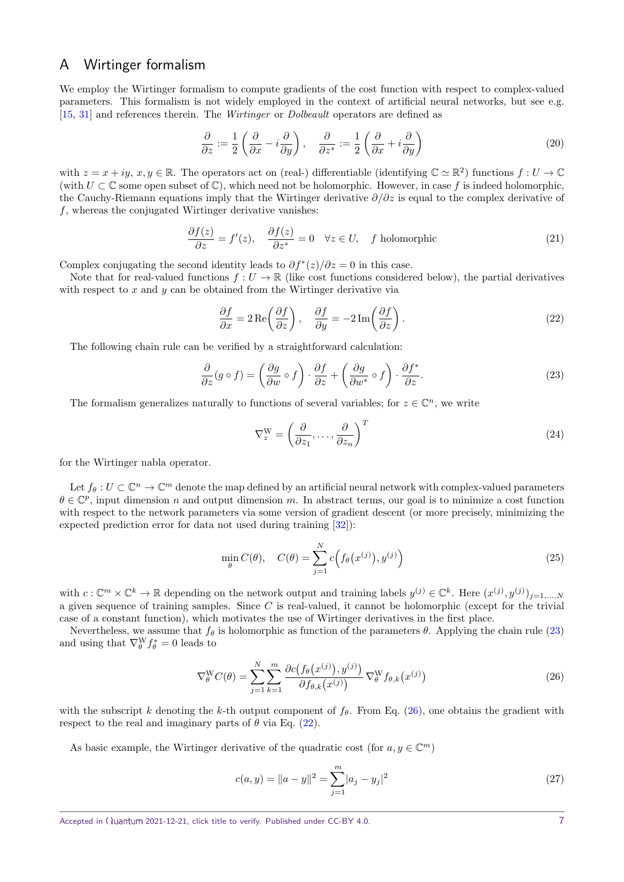## A Wirtinger formalism

We employ the Wirtinger formalism to compute gradients of the cost function with respect to complex-valued parameters. This formalism is not widely employed in the context of artificial neural networks, but see e.g. [15, 31] and references therein. The *Wirtinger* or *Dolbeault* operators are defined as

$$\frac{\partial}{\partial z} := \frac{1}{2}\left(\frac{\partial}{\partial x} - i\frac{\partial}{\partial y}\right), \quad \frac{\partial}{\partial z^*} := \frac{1}{2}\left(\frac{\partial}{\partial x} + i\frac{\partial}{\partial y}\right) \tag{20}$$

with $z = x + iy$, $x, y \in \mathbb{R}$. The operators act on (real-) differentiable (identifying $\mathbb{C} \simeq \mathbb{R}^2$) functions $f : U \to \mathbb{C}$ (with $U \subset \mathbb{C}$ some open subset of $\mathbb{C}$), which need not be holomorphic. However, in case $f$ is indeed holomorphic, the Cauchy-Riemann equations imply that the Wirtinger derivative $\partial/\partial z$ is equal to the complex derivative of $f$, whereas the conjugated Wirtinger derivative vanishes:

$$\frac{\partial f(z)}{\partial z} = f'(z), \quad \frac{\partial f(z)}{\partial z^*} = 0 \quad \forall z \in U, \quad f \text{ holomorphic} \tag{21}$$

Complex conjugating the second identity leads to $\partial f^*(z)/\partial z = 0$ in this case.

Note that for real-valued functions $f : U \to \mathbb{R}$ (like cost functions considered below), the partial derivatives with respect to $x$ and $y$ can be obtained from the Wirtinger derivative via

$$\frac{\partial f}{\partial x} = 2\,\mathrm{Re}\left(\frac{\partial f}{\partial z}\right), \quad \frac{\partial f}{\partial y} = -2\,\mathrm{Im}\left(\frac{\partial f}{\partial z}\right). \tag{22}$$

The following chain rule can be verified by a straightforward calculation:

$$\frac{\partial}{\partial z}(g \circ f) = \left(\frac{\partial g}{\partial w} \circ f\right) \cdot \frac{\partial f}{\partial z} + \left(\frac{\partial g}{\partial w^*} \circ f\right) \cdot \frac{\partial f^*}{\partial z}. \tag{23}$$

The formalism generalizes naturally to functions of several variables; for $z \in \mathbb{C}^n$, we write

$$\nabla_z^{\mathrm{W}} = \left(\frac{\partial}{\partial z_1}, \dots, \frac{\partial}{\partial z_n}\right)^T \tag{24}$$

for the Wirtinger nabla operator.

Let $f_\theta : U \subset \mathbb{C}^n \to \mathbb{C}^m$ denote the map defined by an artificial neural network with complex-valued parameters $\theta \in \mathbb{C}^p$, input dimension $n$ and output dimension $m$. In abstract terms, our goal is to minimize a cost function with respect to the network parameters via some version of gradient descent (or more precisely, minimizing the expected prediction error for data not used during training [32]):

$$\min_\theta C(\theta), \quad C(\theta) = \sum_{j=1}^{N} c\Big(f_\theta\big(x^{(j)}\big), y^{(j)}\Big) \tag{25}$$

with $c : \mathbb{C}^m \times \mathbb{C}^k \to \mathbb{R}$ depending on the network output and training labels $y^{(j)} \in \mathbb{C}^k$. Here $(x^{(j)}, y^{(j)})_{j=1,\dots,N}$ a given sequence of training samples. Since $C$ is real-valued, it cannot be holomorphic (except for the trivial case of a constant function), which motivates the use of Wirtinger derivatives in the first place.

Nevertheless, we assume that $f_\theta$ is holomorphic as function of the parameters $\theta$. Applying the chain rule (23) and using that $\nabla_\theta^{\mathrm{W}} f_\theta^* = 0$ leads to

$$\nabla_\theta^{\mathrm{W}} C(\theta) = \sum_{j=1}^{N} \sum_{k=1}^{m} \frac{\partial c\big(f_\theta\big(x^{(j)}\big), y^{(j)}\big)}{\partial f_{\theta,k}\big(x^{(j)}\big)} \, \nabla_\theta^{\mathrm{W}} f_{\theta,k}\big(x^{(j)}\big) \tag{26}$$

with the subscript $k$ denoting the $k$-th output component of $f_\theta$. From Eq. (26), one obtains the gradient with respect to the real and imaginary parts of $\theta$ via Eq. (22).

As basic example, the Wirtinger derivative of the quadratic cost (for $a, y \in \mathbb{C}^m$)

$$c(a, y) = \|a - y\|^2 = \sum_{j=1}^{m} |a_j - y_j|^2 \tag{27}$$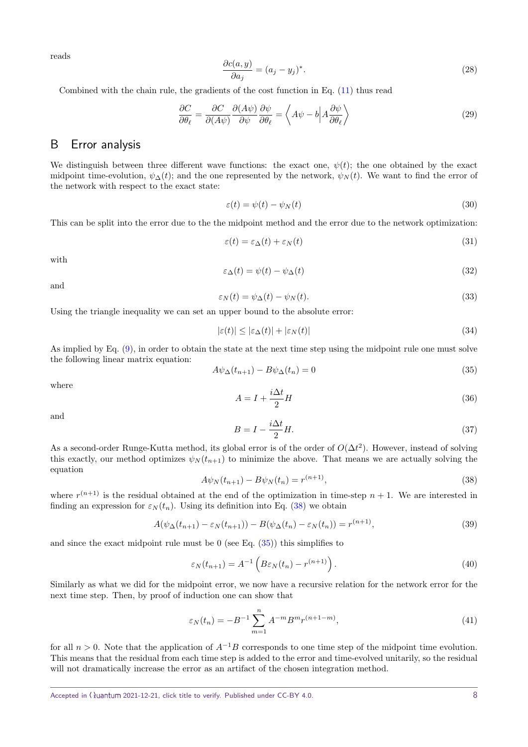reads

$$\frac{\partial c(a,y)}{\partial a_j} = (a_j - y_j)^*. \tag{28}$$

Combined with the chain rule, the gradients of the cost function in Eq. (11) thus read

$$\frac{\partial C}{\partial \theta_\ell} = \frac{\partial C}{\partial (A\psi)} \frac{\partial (A\psi)}{\partial \psi} \frac{\partial \psi}{\partial \theta_\ell} = \left\langle A\psi - b \middle| A \frac{\partial \psi}{\partial \theta_\ell} \right\rangle \tag{29}$$

## B Error analysis

We distinguish between three different wave functions: the exact one, $\psi(t)$; the one obtained by the exact midpoint time-evolution, $\psi_\Delta(t)$; and the one represented by the network, $\psi_N(t)$. We want to find the error of the network with respect to the exact state:

$$\varepsilon(t) = \psi(t) - \psi_N(t) \tag{30}$$

This can be split into the error due to the the midpoint method and the error due to the network optimization:

$$\varepsilon(t) = \varepsilon_\Delta(t) + \varepsilon_N(t) \tag{31}$$

with

$$\varepsilon_\Delta(t) = \psi(t) - \psi_\Delta(t) \tag{32}$$

and

$$\varepsilon_N(t) = \psi_\Delta(t) - \psi_N(t). \tag{33}$$

Using the triangle inequality we can set an upper bound to the absolute error:

$$|\varepsilon(t)| \le |\varepsilon_\Delta(t)| + |\varepsilon_N(t)| \tag{34}$$

As implied by Eq. (9), in order to obtain the state at the next time step using the midpoint rule one must solve the following linear matrix equation:

$$A\psi_\Delta(t_{n+1}) - B\psi_\Delta(t_n) = 0 \tag{35}$$

where

$$A = I + \frac{i\Delta t}{2} H \tag{36}$$

and

$$B = I - \frac{i\Delta t}{2} H. \tag{37}$$

As a second-order Runge-Kutta method, its global error is of the order of $O(\Delta t^2)$. However, instead of solving this exactly, our method optimizes $\psi_N(t_{n+1})$ to minimize the above. That means we are actually solving the equation

$$A\psi_N(t_{n+1}) - B\psi_N(t_n) = r^{(n+1)}, \tag{38}$$

where $r^{(n+1)}$ is the residual obtained at the end of the optimization in time-step $n+1$. We are interested in finding an expression for $\varepsilon_N(t_n)$. Using its definition into Eq. (38) we obtain

$$A(\psi_\Delta(t_{n+1}) - \varepsilon_N(t_{n+1})) - B(\psi_\Delta(t_n) - \varepsilon_N(t_n)) = r^{(n+1)}, \tag{39}$$

and since the exact midpoint rule must be 0 (see Eq. (35)) this simplifies to

$$\varepsilon_N(t_{n+1}) = A^{-1}\left(B\varepsilon_N(t_n) - r^{(n+1)}\right). \tag{40}$$

Similarly as what we did for the midpoint error, we now have a recursive relation for the network error for the next time step. Then, by proof of induction one can show that

$$\varepsilon_N(t_n) = -B^{-1} \sum_{m=1}^{n} A^{-m} B^m r^{(n+1-m)}, \tag{41}$$

for all $n > 0$. Note that the application of $A^{-1}B$ corresponds to one time step of the midpoint time evolution. This means that the residual from each time step is added to the error and time-evolved unitarily, so the residual will not dramatically increase the error as an artifact of the chosen integration method.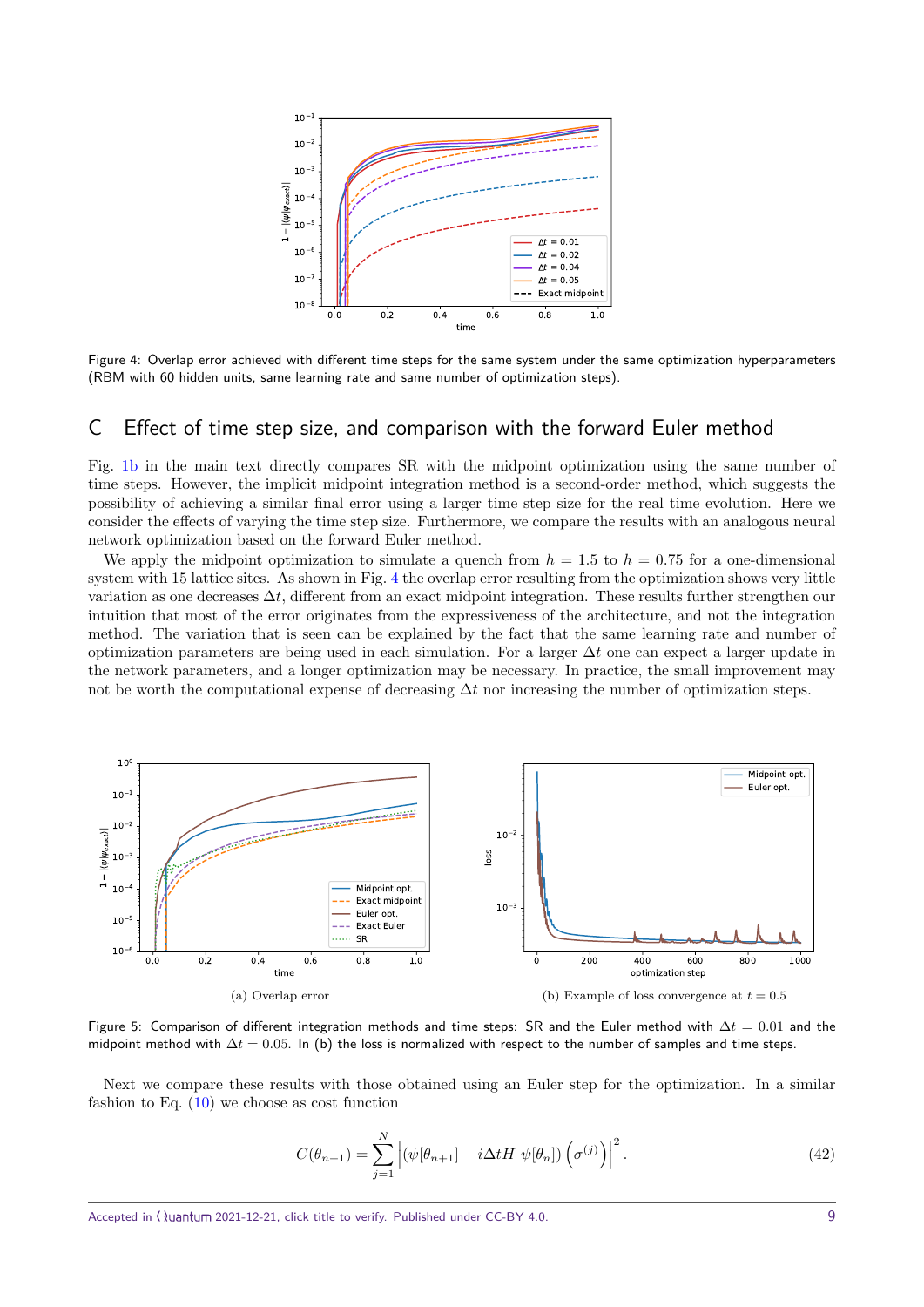Figure 4: Overlap error achieved with different time steps for the same system under the same optimization hyperparameters (RBM with 60 hidden units, same learning rate and same number of optimization steps).

## C Effect of time step size, and comparison with the forward Euler method

Fig. 1b in the main text directly compares SR with the midpoint optimization using the same number of time steps. However, the implicit midpoint integration method is a second-order method, which suggests the possibility of achieving a similar final error using a larger time step size for the real time evolution. Here we consider the effects of varying the time step size. Furthermore, we compare the results with an analogous neural network optimization based on the forward Euler method.

We apply the midpoint optimization to simulate a quench from $h = 1.5$ to $h = 0.75$ for a one-dimensional system with 15 lattice sites. As shown in Fig. 4 the overlap error resulting from the optimization shows very little variation as one decreases $\Delta t$, different from an exact midpoint integration. These results further strengthen our intuition that most of the error originates from the expressiveness of the architecture, and not the integration method. The variation that is seen can be explained by the fact that the same learning rate and number of optimization parameters are being used in each simulation. For a larger $\Delta t$ one can expect a larger update in the network parameters, and a longer optimization may be necessary. In practice, the small improvement may not be worth the computational expense of decreasing $\Delta t$ nor increasing the number of optimization steps.

(a) Overlap error

(b) Example of loss convergence at $t = 0.5$

Figure 5: Comparison of different integration methods and time steps: SR and the Euler method with $\Delta t = 0.01$ and the midpoint method with $\Delta t = 0.05$. In (b) the loss is normalized with respect to the number of samples and time steps.

Next we compare these results with those obtained using an Euler step for the optimization. In a similar fashion to Eq. (10) we choose as cost function

$$C(\theta_{n+1}) = \sum_{j=1}^{N} \left| (\psi[\theta_{n+1}] - i\Delta t H \; \psi[\theta_n]) \left(\sigma^{(j)}\right) \right|^2 . \tag{42}$$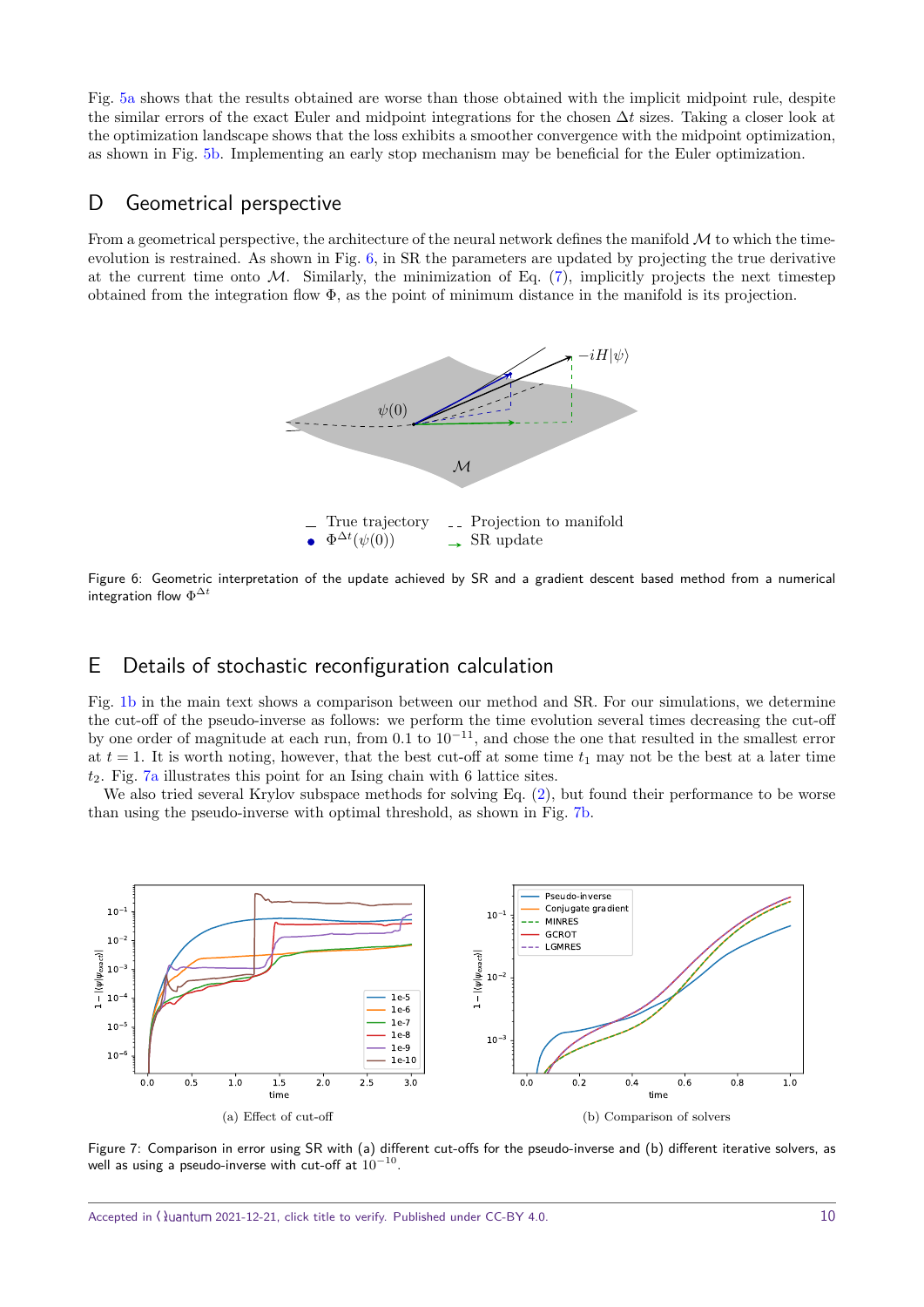Fig. 5a shows that the results obtained are worse than those obtained with the implicit midpoint rule, despite the similar errors of the exact Euler and midpoint integrations for the chosen $\Delta t$ sizes. Taking a closer look at the optimization landscape shows that the loss exhibits a smoother convergence with the midpoint optimization, as shown in Fig. 5b. Implementing an early stop mechanism may be beneficial for the Euler optimization.

## D Geometrical perspective

From a geometrical perspective, the architecture of the neural network defines the manifold $\mathcal{M}$ to which the time-evolution is restrained. As shown in Fig. 6, in SR the parameters are updated by projecting the true derivative at the current time onto $\mathcal{M}$. Similarly, the minimization of Eq. (7), implicitly projects the next timestep obtained from the integration flow $\Phi$, as the point of minimum distance in the manifold is its projection.

Figure 6: Geometric interpretation of the update achieved by SR and a gradient descent based method from a numerical integration flow $\Phi^{\Delta t}$

## E Details of stochastic reconfiguration calculation

Fig. 1b in the main text shows a comparison between our method and SR. For our simulations, we determine the cut-off of the pseudo-inverse as follows: we perform the time evolution several times decreasing the cut-off by one order of magnitude at each run, from 0.1 to $10^{-11}$, and chose the one that resulted in the smallest error at $t = 1$. It is worth noting, however, that the best cut-off at some time $t_1$ may not be the best at a later time $t_2$. Fig. 7a illustrates this point for an Ising chain with 6 lattice sites.

We also tried several Krylov subspace methods for solving Eq. (2), but found their performance to be worse than using the pseudo-inverse with optimal threshold, as shown in Fig. 7b.

(a) Effect of cut-off

(b) Comparison of solvers

Figure 7: Comparison in error using SR with (a) different cut-offs for the pseudo-inverse and (b) different iterative solvers, as well as using a pseudo-inverse with cut-off at $10^{-10}$.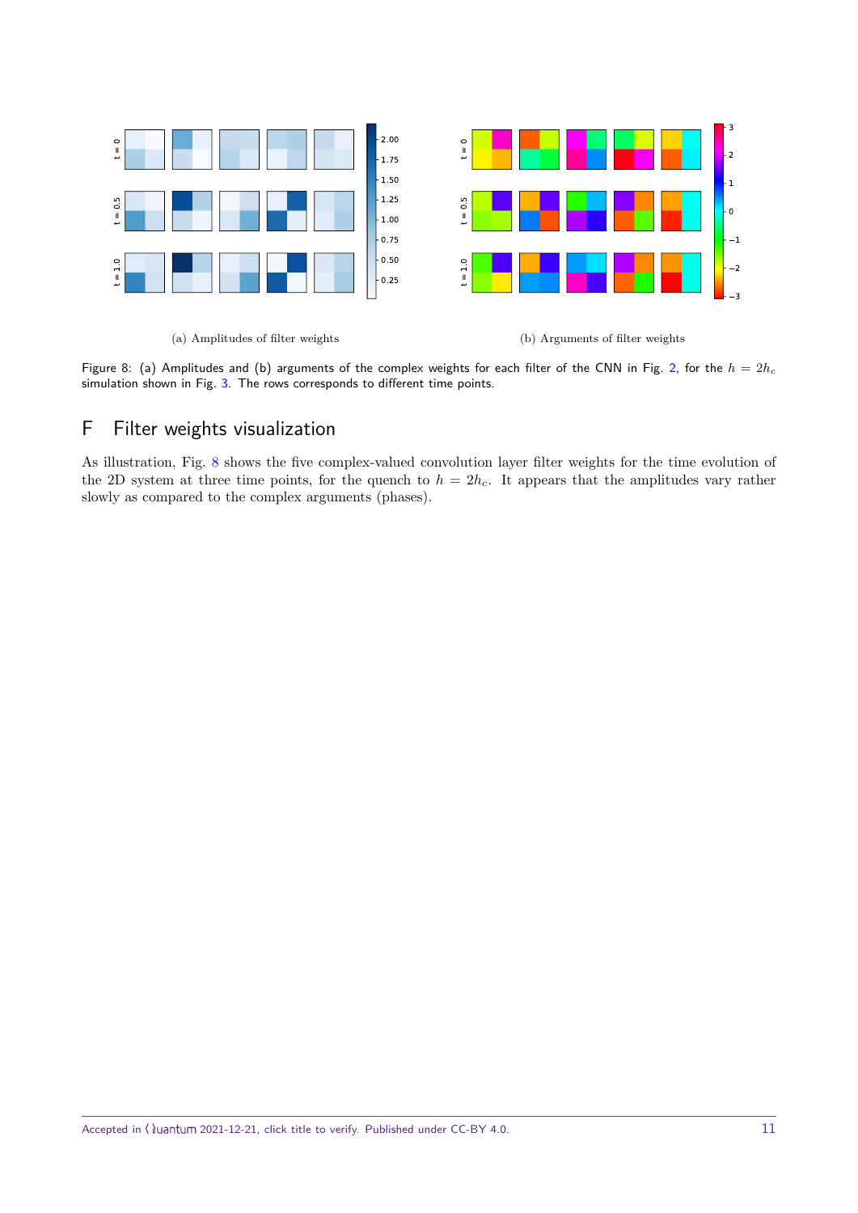t = 0

t = 0.5

t = 1.0

2.00
1.75
1.50
1.25
1.00
0.75
0.50
0.25

(a) Amplitudes of filter weights

t = 0

t = 0.5

t = 1.0

3
2
1
0
−1
−2
−3

(b) Arguments of filter weights

Figure 8: (a) Amplitudes and (b) arguments of the complex weights for each filter of the CNN in Fig. 2, for the $h = 2h_c$ simulation shown in Fig. 3. The rows corresponds to different time points.

# F Filter weights visualization

As illustration, Fig. 8 shows the five complex-valued convolution layer filter weights for the time evolution of the 2D system at three time points, for the quench to $h = 2h_c$. It appears that the amplitudes vary rather slowly as compared to the complex arguments (phases).